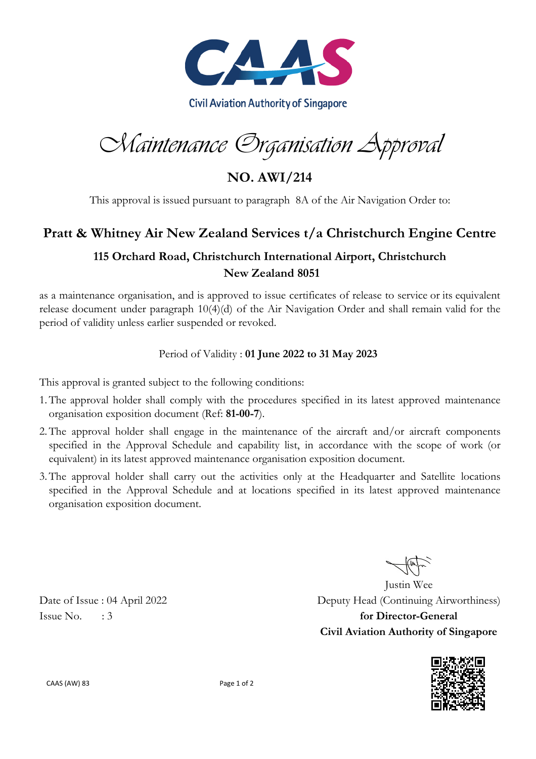Civil Aviation Authority of Singapore

# Maintenance Organisation Approval

## NO. AWI/214

This approval is issued pursuant to paragraph 8A of the Air Navigation Order to:

## Pratt & Whitney Air New Zealand Services t/a Christchurch Engine Centre

### 115 Orchard Road, Christchurch International Airport, Christchurch New Zealand 8051

as a maintenance organisation, and is approved to issue certificates of release to service or its equivalent release document under paragraph 10(4)(d) of the Air Navigation Order and shall remain valid for the period of validity unless earlier suspended or revoked.

Period of Validity : **01 June 2022 to 31 May 2023**

This approval is granted subject to the following conditions:

1. The approval holder shall comply with the procedures specified in its latest approved maintenance organisation exposition document (Ref: **81-00-7**).
2. The approval holder shall engage in the maintenance of the aircraft and/or aircraft components specified in the Approval Schedule and capability list, in accordance with the scope of work (or equivalent) in its latest approved maintenance organisation exposition document.
3. The approval holder shall carry out the activities only at the Headquarter and Satellite locations specified in the Approval Schedule and at locations specified in its latest approved maintenance organisation exposition document.

Date of Issue : 04 April 2022
Issue No. : 3

Justin Wee
Deputy Head (Continuing Airworthiness)
**for Director-General**
**Civil Aviation Authority of Singapore**

CAAS (AW) 83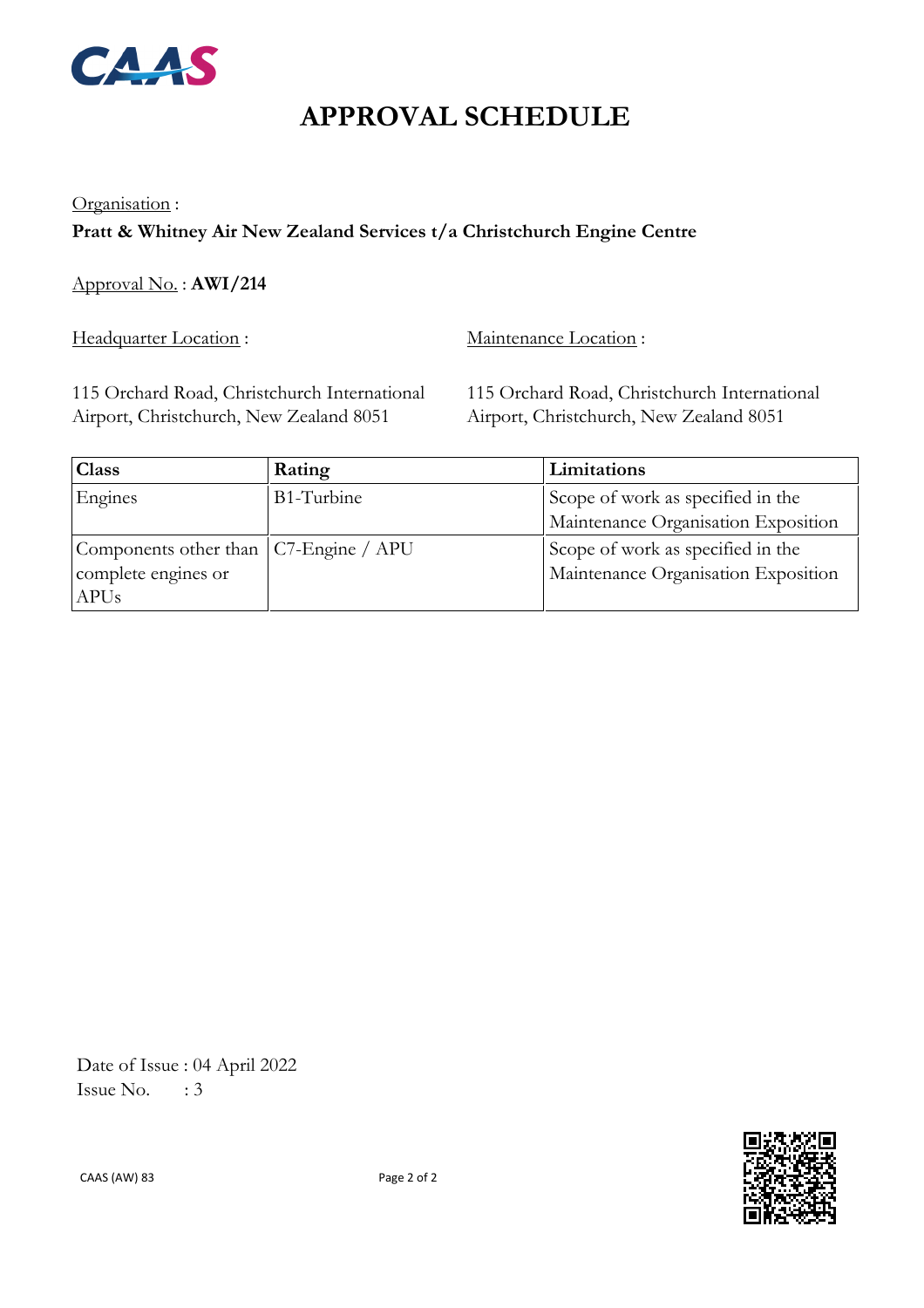# APPROVAL SCHEDULE

Organisation :

**Pratt & Whitney Air New Zealand Services t/a Christchurch Engine Centre**

Approval No. : **AWI/214**

Headquarter Location :

115 Orchard Road, Christchurch International Airport, Christchurch, New Zealand 8051

Maintenance Location :

115 Orchard Road, Christchurch International Airport, Christchurch, New Zealand 8051

| Class | Rating | Limitations |
|---|---|---|
| Engines | B1-Turbine | Scope of work as specified in the Maintenance Organisation Exposition |
| Components other than complete engines or APUs | C7-Engine / APU | Scope of work as specified in the Maintenance Organisation Exposition |

Date of Issue : 04 April 2022
Issue No. : 3

CAAS (AW) 83